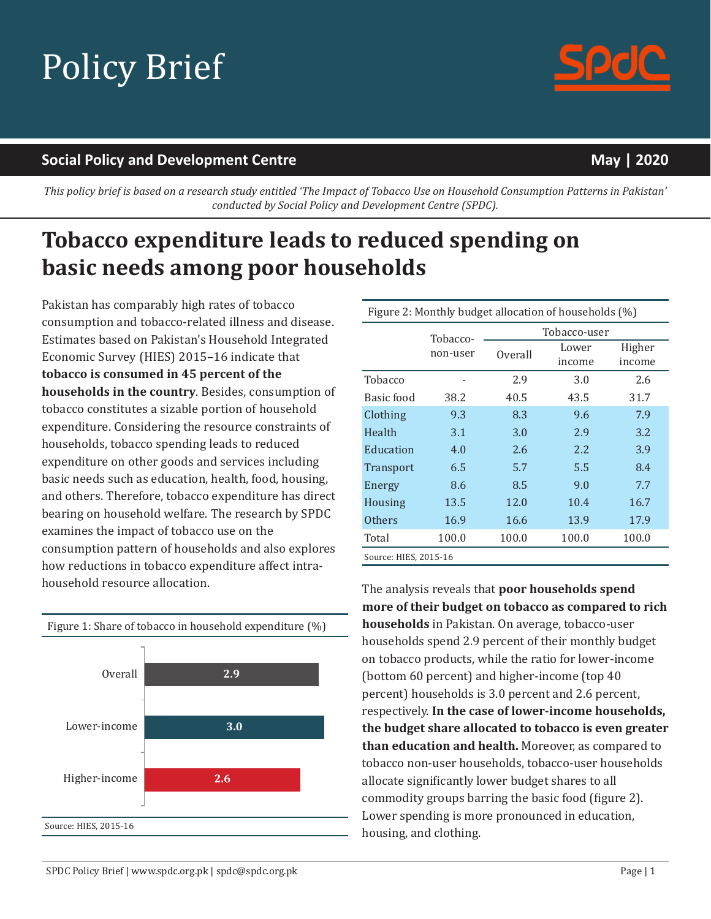# Policy Brief

**Social Policy and Development Centre** — **May | 2020**

*This policy brief is based on a research study entitled 'The Impact of Tobacco Use on Household Consumption Patterns in Pakistan' conducted by Social Policy and Development Centre (SPDC).*

# Tobacco expenditure leads to reduced spending on basic needs among poor households

Pakistan has comparably high rates of tobacco consumption and tobacco-related illness and disease. Estimates based on Pakistan's Household Integrated Economic Survey (HIES) 2015–16 indicate that **tobacco is consumed in 45 percent of the households in the country**. Besides, consumption of tobacco constitutes a sizable portion of household expenditure. Considering the resource constraints of households, tobacco spending leads to reduced expenditure on other goods and services including basic needs such as education, health, food, housing, and others. Therefore, tobacco expenditure has direct bearing on household welfare. The research by SPDC examines the impact of tobacco use on the consumption pattern of households and also explores how reductions in tobacco expenditure affect intra-household resource allocation.

Figure 1: Share of tobacco in household expenditure (%)

| | % |
|---|---|
| Overall | 2.9 |
| Lower-income | 3.0 |
| Higher-income | 2.6 |

Source: HIES, 2015-16

Figure 2: Monthly budget allocation of households (%)

| | Tobacco-non-user | Tobacco-user | | |
|---|---|---|---|---|
| | | Overall | Lower income | Higher income |
| Tobacco | - | 2.9 | 3.0 | 2.6 |
| Basic food | 38.2 | 40.5 | 43.5 | 31.7 |
| Clothing | 9.3 | 8.3 | 9.6 | 7.9 |
| Health | 3.1 | 3.0 | 2.9 | 3.2 |
| Education | 4.0 | 2.6 | 2.2 | 3.9 |
| Transport | 6.5 | 5.7 | 5.5 | 8.4 |
| Energy | 8.6 | 8.5 | 9.0 | 7.7 |
| Housing | 13.5 | 12.0 | 10.4 | 16.7 |
| Others | 16.9 | 16.6 | 13.9 | 17.9 |
| Total | 100.0 | 100.0 | 100.0 | 100.0 |

Source: HIES, 2015-16

The analysis reveals that **poor households spend more of their budget on tobacco as compared to rich households** in Pakistan. On average, tobacco-user households spend 2.9 percent of their monthly budget on tobacco products, while the ratio for lower-income (bottom 60 percent) and higher-income (top 40 percent) households is 3.0 percent and 2.6 percent, respectively. **In the case of lower-income households, the budget share allocated to tobacco is even greater than education and health.** Moreover, as compared to tobacco non-user households, tobacco-user households allocate significantly lower budget shares to all commodity groups barring the basic food (figure 2). Lower spending is more pronounced in education, housing, and clothing.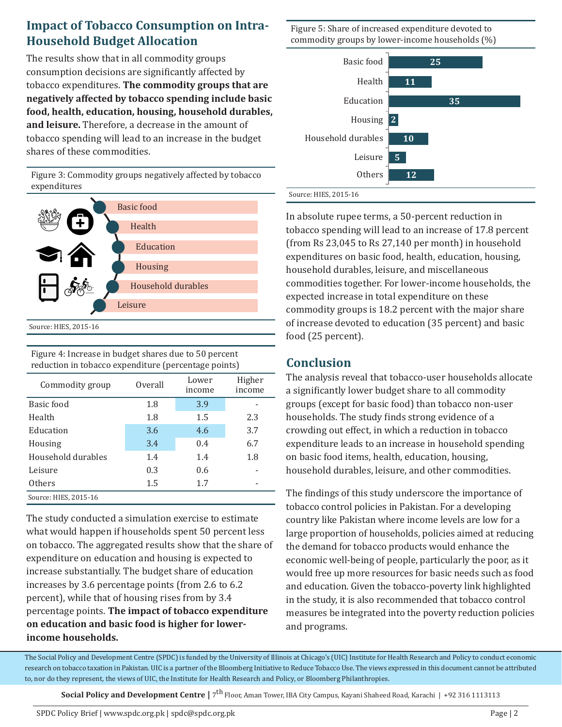## Impact of Tobacco Consumption on Intra-Household Budget Allocation

The results show that in all commodity groups consumption decisions are significantly affected by tobacco expenditures. **The commodity groups that are negatively affected by tobacco spending include basic food, health, education, housing, household durables, and leisure.** Therefore, a decrease in the amount of tobacco spending will lead to an increase in the budget shares of these commodities.

Figure 3: Commodity groups negatively affected by tobacco expenditures

Basic food
Health
Education
Housing
Household durables
Leisure

Source: HIES, 2015-16

Figure 4: Increase in budget shares due to 50 percent reduction in tobacco expenditure (percentage points)

| Commodity group | Overall | Lower income | Higher income |
|---|---|---|---|
| Basic food | 1.8 | 3.9 | - |
| Health | 1.8 | 1.5 | 2.3 |
| Education | 3.6 | 4.6 | 3.7 |
| Housing | 3.4 | 0.4 | 6.7 |
| Household durables | 1.4 | 1.4 | 1.8 |
| Leisure | 0.3 | 0.6 | - |
| Others | 1.5 | 1.7 | - |

Source: HIES, 2015-16

The study conducted a simulation exercise to estimate what would happen if households spent 50 percent less on tobacco. The aggregated results show that the share of expenditure on education and housing is expected to increase substantially. The budget share of education increases by 3.6 percentage points (from 2.6 to 6.2 percent), while that of housing rises from by 3.4 percentage points. **The impact of tobacco expenditure on education and basic food is higher for lower-income households.**

Figure 5: Share of increased expenditure devoted to commodity groups by lower-income households (%)

Basic food 25
Health 11
Education 35
Housing 2
Household durables 10
Leisure 5
Others 12

Source: HIES, 2015-16

In absolute rupee terms, a 50-percent reduction in tobacco spending will lead to an increase of 17.8 percent (from Rs 23,045 to Rs 27,140 per month) in household expenditures on basic food, health, education, housing, household durables, leisure, and miscellaneous commodities together. For lower-income households, the expected increase in total expenditure on these commodity groups is 18.2 percent with the major share of increase devoted to education (35 percent) and basic food (25 percent).

## Conclusion

The analysis reveal that tobacco-user households allocate a significantly lower budget share to all commodity groups (except for basic food) than tobacco non-user households. The study finds strong evidence of a crowding out effect, in which a reduction in tobacco expenditure leads to an increase in household spending on basic food items, health, education, housing, household durables, leisure, and other commodities.

The findings of this study underscore the importance of tobacco control policies in Pakistan. For a developing country like Pakistan where income levels are low for a large proportion of households, policies aimed at reducing the demand for tobacco products would enhance the economic well-being of people, particularly the poor, as it would free up more resources for basic needs such as food and education. Given the tobacco-poverty link highlighted in the study, it is also recommended that tobacco control measures be integrated into the poverty reduction policies and programs.

The Social Policy and Development Centre (SPDC) is funded by the University of Illinois at Chicago's (UIC) Institute for Health Research and Policy to conduct economic research on tobacco taxation in Pakistan. UIC is a partner of the Bloomberg Initiative to Reduce Tobacco Use. The views expressed in this document cannot be attributed to, nor do they represent, the views of UIC, the Institute for Health Research and Policy, or Bloomberg Philanthropies.

**Social Policy and Development Centre** | 7th Floor, Aman Tower, IBA City Campus, Kayani Shaheed Road, Karachi | +92 316 1113113